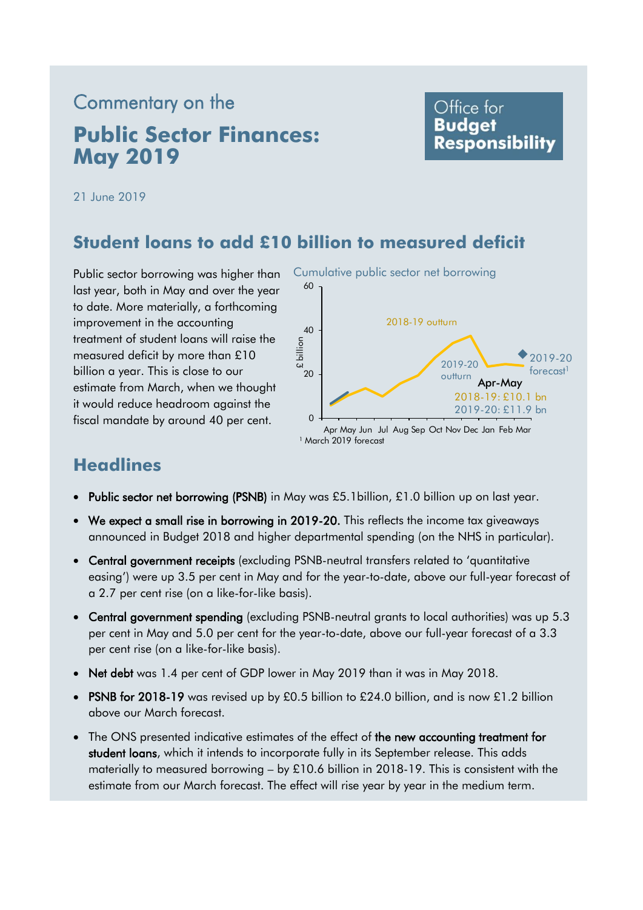Commentary on the

# Public Sector Finances: May 2019

21 June 2019

## Student loans to add £10 billion to measured deficit

Public sector borrowing was higher than last year, both in May and over the year to date. More materially, a forthcoming improvement in the accounting treatment of student loans will raise the measured deficit by more than £10 billion a year. This is close to our estimate from March, when we thought it would reduce headroom against the fiscal mandate by around 40 per cent.

Cumulative public sector net borrowing

Apr-May
2018-19: £10.1 bn
2019-20: £11.9 bn

[1] March 2019 forecast

## Headlines

- **Public sector net borrowing (PSNB)** in May was £5.1billion, £1.0 billion up on last year.
- **We expect a small rise in borrowing in 2019-20.** This reflects the income tax giveaways announced in Budget 2018 and higher departmental spending (on the NHS in particular).
- **Central government receipts** (excluding PSNB-neutral transfers related to 'quantitative easing') were up 3.5 per cent in May and for the year-to-date, above our full-year forecast of a 2.7 per cent rise (on a like-for-like basis).
- **Central government spending** (excluding PSNB-neutral grants to local authorities) was up 5.3 per cent in May and 5.0 per cent for the year-to-date, above our full-year forecast of a 3.3 per cent rise (on a like-for-like basis).
- **Net debt** was 1.4 per cent of GDP lower in May 2019 than it was in May 2018.
- **PSNB for 2018-19** was revised up by £0.5 billion to £24.0 billion, and is now £1.2 billion above our March forecast.
- The ONS presented indicative estimates of the effect of **the new accounting treatment for student loans**, which it intends to incorporate fully in its September release. This adds materially to measured borrowing – by £10.6 billion in 2018-19. This is consistent with the estimate from our March forecast. The effect will rise year by year in the medium term.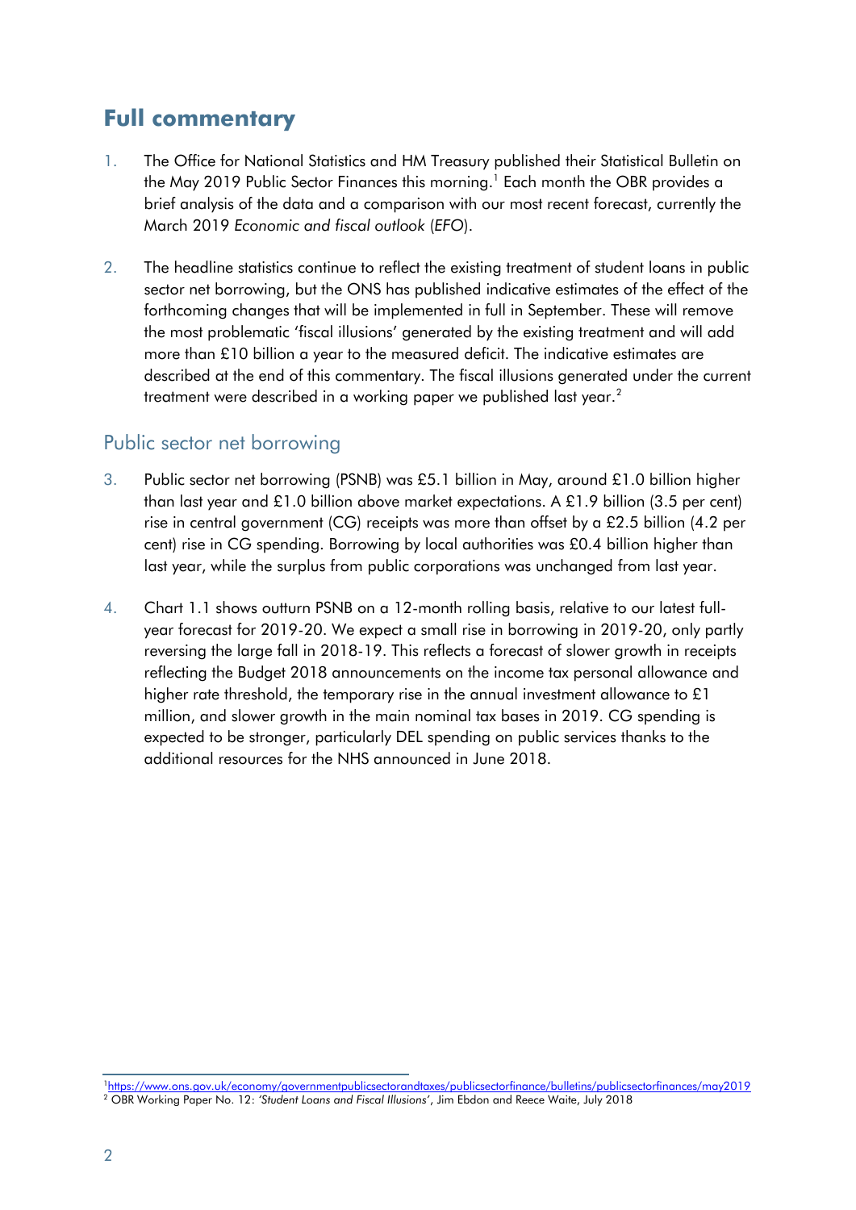## Full commentary

1. The Office for National Statistics and HM Treasury published their Statistical Bulletin on the May 2019 Public Sector Finances this morning.[1] Each month the OBR provides a brief analysis of the data and a comparison with our most recent forecast, currently the March 2019 *Economic and fiscal outlook* (*EFO*).

2. The headline statistics continue to reflect the existing treatment of student loans in public sector net borrowing, but the ONS has published indicative estimates of the effect of the forthcoming changes that will be implemented in full in September. These will remove the most problematic 'fiscal illusions' generated by the existing treatment and will add more than £10 billion a year to the measured deficit. The indicative estimates are described at the end of this commentary. The fiscal illusions generated under the current treatment were described in a working paper we published last year.[2]

### Public sector net borrowing

3. Public sector net borrowing (PSNB) was £5.1 billion in May, around £1.0 billion higher than last year and £1.0 billion above market expectations. A £1.9 billion (3.5 per cent) rise in central government (CG) receipts was more than offset by a £2.5 billion (4.2 per cent) rise in CG spending. Borrowing by local authorities was £0.4 billion higher than last year, while the surplus from public corporations was unchanged from last year.

4. Chart 1.1 shows outturn PSNB on a 12-month rolling basis, relative to our latest full-year forecast for 2019-20. We expect a small rise in borrowing in 2019-20, only partly reversing the large fall in 2018-19. This reflects a forecast of slower growth in receipts reflecting the Budget 2018 announcements on the income tax personal allowance and higher rate threshold, the temporary rise in the annual investment allowance to £1 million, and slower growth in the main nominal tax bases in 2019. CG spending is expected to be stronger, particularly DEL spending on public services thanks to the additional resources for the NHS announced in June 2018.

---

[1] https://www.ons.gov.uk/economy/governmentpublicsectorandtaxes/publicsectorfinance/bulletins/publicsectorfinances/may2019

[2] OBR Working Paper No. 12: *'Student Loans and Fiscal Illusions'*, Jim Ebdon and Reece Waite, July 2018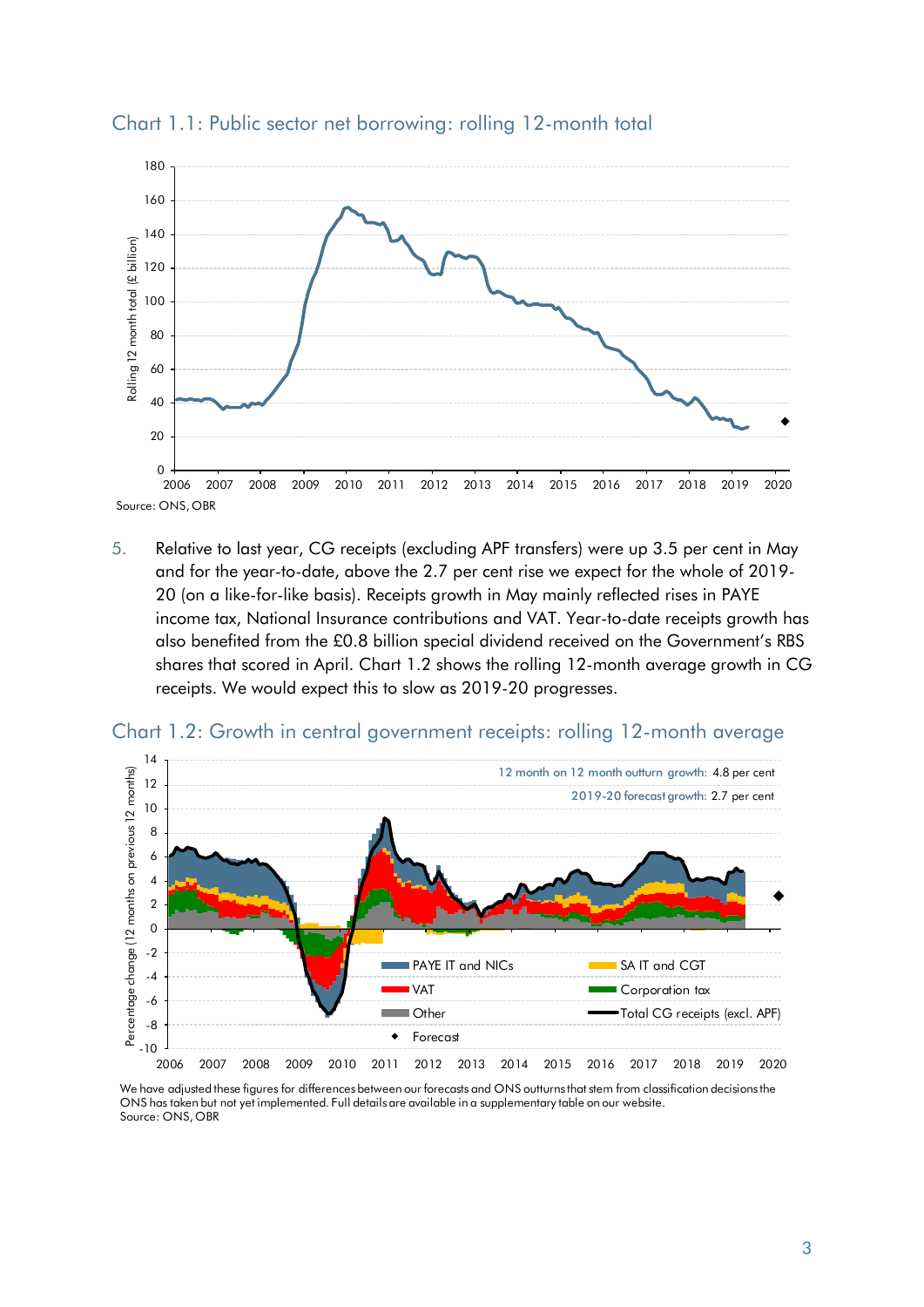## Chart 1.1: Public sector net borrowing: rolling 12-month total

Source: ONS, OBR

5. Relative to last year, CG receipts (excluding APF transfers) were up 3.5 per cent in May and for the year-to-date, above the 2.7 per cent rise we expect for the whole of 2019-20 (on a like-for-like basis). Receipts growth in May mainly reflected rises in PAYE income tax, National Insurance contributions and VAT. Year-to-date receipts growth has also benefited from the £0.8 billion special dividend received on the Government's RBS shares that scored in April. Chart 1.2 shows the rolling 12-month average growth in CG receipts. We would expect this to slow as 2019-20 progresses.

## Chart 1.2: Growth in central government receipts: rolling 12-month average

We have adjusted these figures for differences between our forecasts and ONS outturns that stem from classification decisions the ONS has taken but not yet implemented. Full details are available in a supplementary table on our website.

Source: ONS, OBR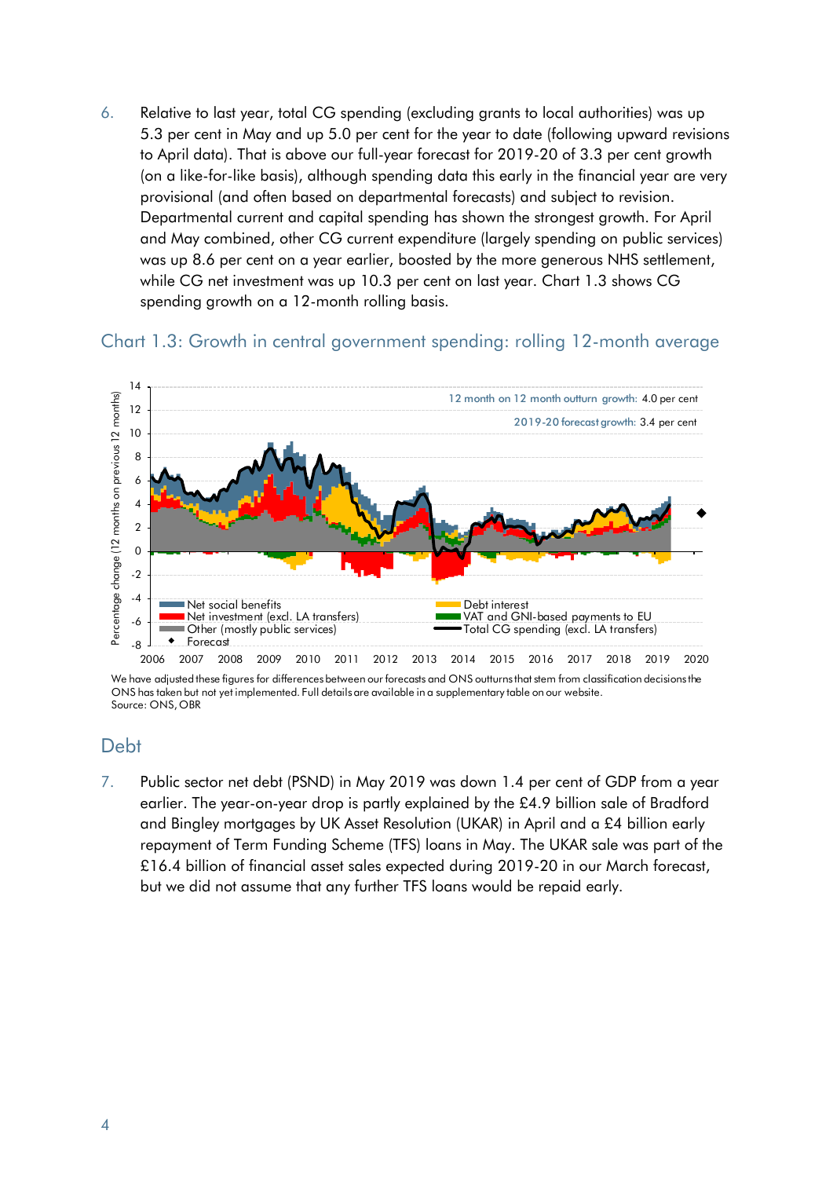6. Relative to last year, total CG spending (excluding grants to local authorities) was up 5.3 per cent in May and up 5.0 per cent for the year to date (following upward revisions to April data). That is above our full-year forecast for 2019-20 of 3.3 per cent growth (on a like-for-like basis), although spending data this early in the financial year are very provisional (and often based on departmental forecasts) and subject to revision. Departmental current and capital spending has shown the strongest growth. For April and May combined, other CG current expenditure (largely spending on public services) was up 8.6 per cent on a year earlier, boosted by the more generous NHS settlement, while CG net investment was up 10.3 per cent on last year. Chart 1.3 shows CG spending growth on a 12-month rolling basis.

### Chart 1.3: Growth in central government spending: rolling 12-month average

We have adjusted these figures for differences between our forecasts and ONS outturns that stem from classification decisions the ONS has taken but not yet implemented. Full details are available in a supplementary table on our website.
Source: ONS, OBR

## Debt

7. Public sector net debt (PSND) in May 2019 was down 1.4 per cent of GDP from a year earlier. The year-on-year drop is partly explained by the £4.9 billion sale of Bradford and Bingley mortgages by UK Asset Resolution (UKAR) in April and a £4 billion early repayment of Term Funding Scheme (TFS) loans in May. The UKAR sale was part of the £16.4 billion of financial asset sales expected during 2019-20 in our March forecast, but we did not assume that any further TFS loans would be repaid early.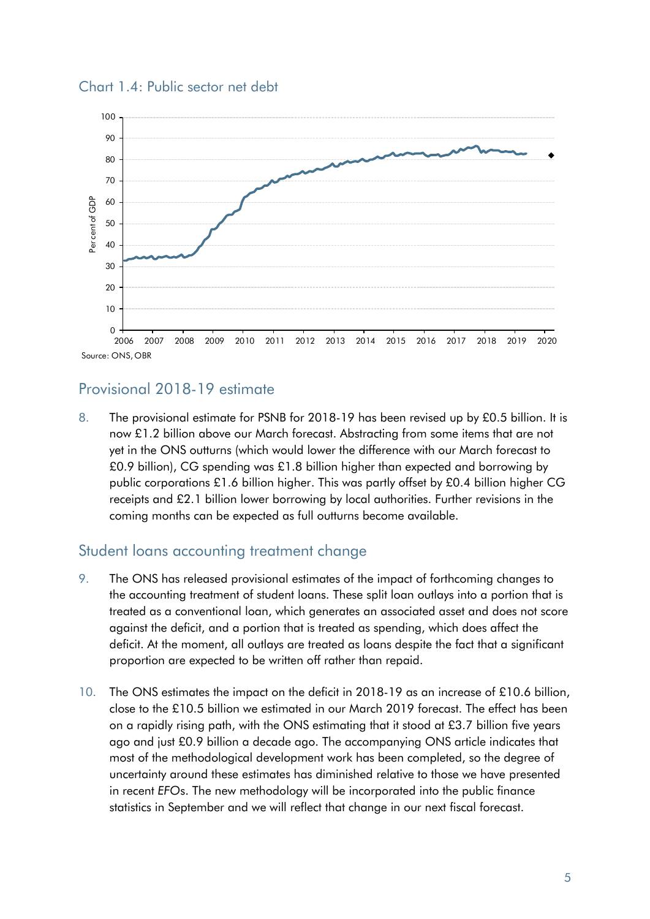Chart 1.4: Public sector net debt

Source: ONS, OBR

## Provisional 2018-19 estimate

8. The provisional estimate for PSNB for 2018-19 has been revised up by £0.5 billion. It is now £1.2 billion above our March forecast. Abstracting from some items that are not yet in the ONS outturns (which would lower the difference with our March forecast to £0.9 billion), CG spending was £1.8 billion higher than expected and borrowing by public corporations £1.6 billion higher. This was partly offset by £0.4 billion higher CG receipts and £2.1 billion lower borrowing by local authorities. Further revisions in the coming months can be expected as full outturns become available.

## Student loans accounting treatment change

9. The ONS has released provisional estimates of the impact of forthcoming changes to the accounting treatment of student loans. These split loan outlays into a portion that is treated as a conventional loan, which generates an associated asset and does not score against the deficit, and a portion that is treated as spending, which does affect the deficit. At the moment, all outlays are treated as loans despite the fact that a significant proportion are expected to be written off rather than repaid.

10. The ONS estimates the impact on the deficit in 2018-19 as an increase of £10.6 billion, close to the £10.5 billion we estimated in our March 2019 forecast. The effect has been on a rapidly rising path, with the ONS estimating that it stood at £3.7 billion five years ago and just £0.9 billion a decade ago. The accompanying ONS article indicates that most of the methodological development work has been completed, so the degree of uncertainty around these estimates has diminished relative to those we have presented in recent *EFO*s. The new methodology will be incorporated into the public finance statistics in September and we will reflect that change in our next fiscal forecast.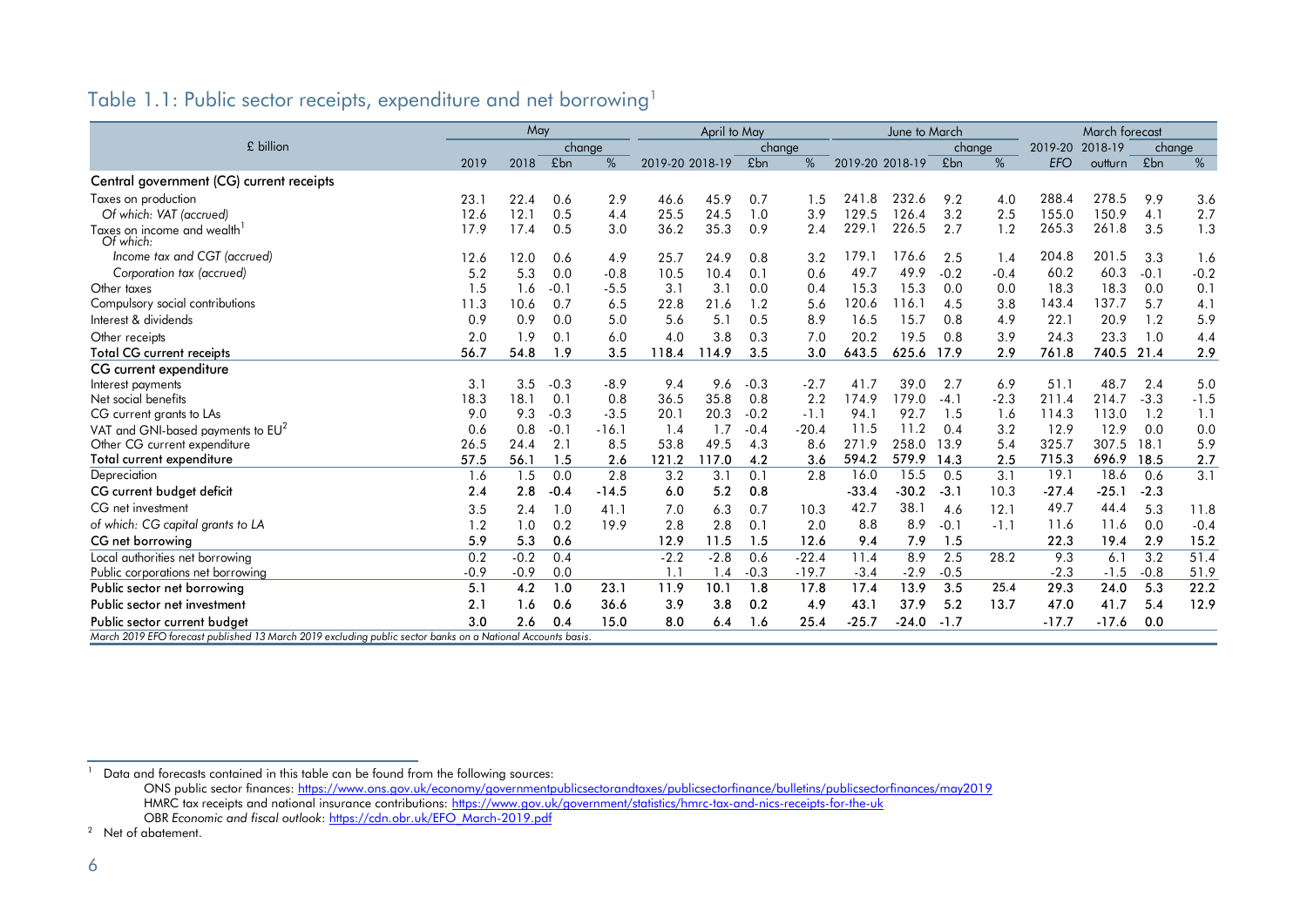## Table 1.1: Public sector receipts, expenditure and net borrowing[1]

| £ billion | May | | | | April to May | | | | June to March | | | | March forecast | | | |
|---|---|---|---|---|---|---|---|---|---|---|---|---|---|---|---|---|
| | | | change | | | | change | | | | change | | 2019-20 | 2018-19 | change | |
| | 2019 | 2018 | £bn | % | 2019-20 | 2018-19 | £bn | % | 2019-20 | 2018-19 | £bn | % | *EFO* | outturn | £bn | % |
| **Central government (CG) current receipts** | | | | | | | | | | | | | | | | |
| Taxes on production | 23.1 | 22.4 | 0.6 | 2.9 | 46.6 | 45.9 | 0.7 | 1.5 | 241.8 | 232.6 | 9.2 | 4.0 | 288.4 | 278.5 | 9.9 | 3.6 |
| *Of which: VAT (accrued)* | 12.6 | 12.1 | 0.5 | 4.4 | 25.5 | 24.5 | 1.0 | 3.9 | 129.5 | 126.4 | 3.2 | 2.5 | 155.0 | 150.9 | 4.1 | 2.7 |
| Taxes on income and wealth[1] | 17.9 | 17.4 | 0.5 | 3.0 | 36.2 | 35.3 | 0.9 | 2.4 | 229.1 | 226.5 | 2.7 | 1.2 | 265.3 | 261.8 | 3.5 | 1.3 |
| *Of which:* | | | | | | | | | | | | | | | | |
| *Income tax and CGT (accrued)* | 12.6 | 12.0 | 0.6 | 4.9 | 25.7 | 24.9 | 0.8 | 3.2 | 179.1 | 176.6 | 2.5 | 1.4 | 204.8 | 201.5 | 3.3 | 1.6 |
| *Corporation tax (accrued)* | 5.2 | 5.3 | 0.0 | -0.8 | 10.5 | 10.4 | 0.1 | 0.6 | 49.7 | 49.9 | -0.2 | -0.4 | 60.2 | 60.3 | -0.1 | -0.2 |
| Other taxes | 1.5 | 1.6 | -0.1 | -5.5 | 3.1 | 3.1 | 0.0 | 0.4 | 15.3 | 15.3 | 0.0 | 0.0 | 18.3 | 18.3 | 0.0 | 0.1 |
| Compulsory social contributions | 11.3 | 10.6 | 0.7 | 6.5 | 22.8 | 21.6 | 1.2 | 5.6 | 120.6 | 116.1 | 4.5 | 3.8 | 143.4 | 137.7 | 5.7 | 4.1 |
| Interest & dividends | 0.9 | 0.9 | 0.0 | 5.0 | 5.6 | 5.1 | 0.5 | 8.9 | 16.5 | 15.7 | 0.8 | 4.9 | 22.1 | 20.9 | 1.2 | 5.9 |
| Other receipts | 2.0 | 1.9 | 0.1 | 6.0 | 4.0 | 3.8 | 0.3 | 7.0 | 20.2 | 19.5 | 0.8 | 3.9 | 24.3 | 23.3 | 1.0 | 4.4 |
| **Total CG current receipts** | **56.7** | **54.8** | **1.9** | **3.5** | **118.4** | **114.9** | **3.5** | **3.0** | **643.5** | **625.6** | **17.9** | **2.9** | **761.8** | **740.5** | **21.4** | **2.9** |
| **CG current expenditure** | | | | | | | | | | | | | | | | |
| Interest payments | 3.1 | 3.5 | -0.3 | -8.9 | 9.4 | 9.6 | -0.3 | -2.7 | 41.7 | 39.0 | 2.7 | 6.9 | 51.1 | 48.7 | 2.4 | 5.0 |
| Net social benefits | 18.3 | 18.1 | 0.1 | 0.8 | 36.5 | 35.8 | 0.8 | 2.2 | 174.9 | 179.0 | -4.1 | -2.3 | 211.4 | 214.7 | -3.3 | -1.5 |
| CG current grants to LAs | 9.0 | 9.3 | -0.3 | -3.5 | 20.1 | 20.3 | -0.2 | -1.1 | 94.1 | 92.7 | 1.5 | 1.6 | 114.3 | 113.0 | 1.2 | 1.1 |
| VAT and GNI-based payments to EU[2] | 0.6 | 0.8 | -0.1 | -16.1 | 1.4 | 1.7 | -0.4 | -20.4 | 11.5 | 11.2 | 0.4 | 3.2 | 12.9 | 12.9 | 0.0 | 0.0 |
| Other CG current expenditure | 26.5 | 24.4 | 2.1 | 8.5 | 53.8 | 49.5 | 4.3 | 8.6 | 271.9 | 258.0 | 13.9 | 5.4 | 325.7 | 307.5 | 18.1 | 5.9 |
| **Total current expenditure** | **57.5** | **56.1** | **1.5** | **2.6** | **121.2** | **117.0** | **4.2** | **3.6** | **594.2** | **579.9** | **14.3** | **2.5** | **715.3** | **696.9** | **18.5** | **2.7** |
| Depreciation | 1.6 | 1.5 | 0.0 | 2.8 | 3.2 | 3.1 | 0.1 | 2.8 | 16.0 | 15.5 | 0.5 | 3.1 | 19.1 | 18.6 | 0.6 | 3.1 |
| **CG current budget deficit** | **2.4** | **2.8** | **-0.4** | **-14.5** | **6.0** | **5.2** | **0.8** | | **-33.4** | **-30.2** | **-3.1** | 10.3 | **-27.4** | **-25.1** | **-2.3** | |
| CG net investment | 3.5 | 2.4 | 1.0 | 41.1 | 7.0 | 6.3 | 0.7 | 10.3 | 42.7 | 38.1 | 4.6 | 12.1 | 49.7 | 44.4 | 5.3 | 11.8 |
| *of which: CG capital grants to LA* | 1.2 | 1.0 | 0.2 | 19.9 | 2.8 | 2.8 | 0.1 | 2.0 | 8.8 | 8.9 | -0.1 | -1.1 | 11.6 | 11.6 | 0.0 | -0.4 |
| **CG net borrowing** | **5.9** | **5.3** | **0.6** | | **12.9** | **11.5** | **1.5** | **12.6** | **9.4** | **7.9** | **1.5** | | **22.3** | **19.4** | **2.9** | **15.2** |
| Local authorities net borrowing | 0.2 | -0.2 | 0.4 | | -2.2 | -2.8 | 0.6 | -22.4 | 11.4 | 8.9 | 2.5 | 28.2 | 9.3 | 6.1 | 3.2 | 51.4 |
| Public corporations net borrowing | -0.9 | -0.9 | 0.0 | | 1.1 | 1.4 | -0.3 | -19.7 | -3.4 | -2.9 | -0.5 | | -2.3 | -1.5 | -0.8 | 51.9 |
| **Public sector net borrowing** | **5.1** | **4.2** | **1.0** | 23.1 | **11.9** | **10.1** | **1.8** | **17.8** | **17.4** | **13.9** | **3.5** | 25.4 | **29.3** | **24.0** | **5.3** | **22.2** |
| **Public sector net investment** | **2.1** | **1.6** | **0.6** | 36.6 | **3.9** | **3.8** | **0.2** | 4.9 | **43.1** | **37.9** | **5.2** | 13.7 | **47.0** | **41.7** | **5.4** | 12.9 |
| **Public sector current budget** | **3.0** | **2.6** | **0.4** | 15.0 | **8.0** | **6.4** | **1.6** | 25.4 | **-25.7** | **-24.0** | **-1.7** | | **-17.7** | **-17.6** | **0.0** | |

*March 2019 EFO forecast published 13 March 2019 excluding public sector banks on a National Accounts basis.*

[1] Data and forecasts contained in this table can be found from the following sources:
ONS public sector finances: https://www.ons.gov.uk/economy/governmentpublicsectorandtaxes/publicsectorfinance/bulletins/publicsectorfinances/may2019
HMRC tax receipts and national insurance contributions: https://www.gov.uk/government/statistics/hmrc-tax-and-nics-receipts-for-the-uk
OBR *Economic and fiscal outlook*: https://cdn.obr.uk/EFO_March-2019.pdf

[2] Net of abatement.